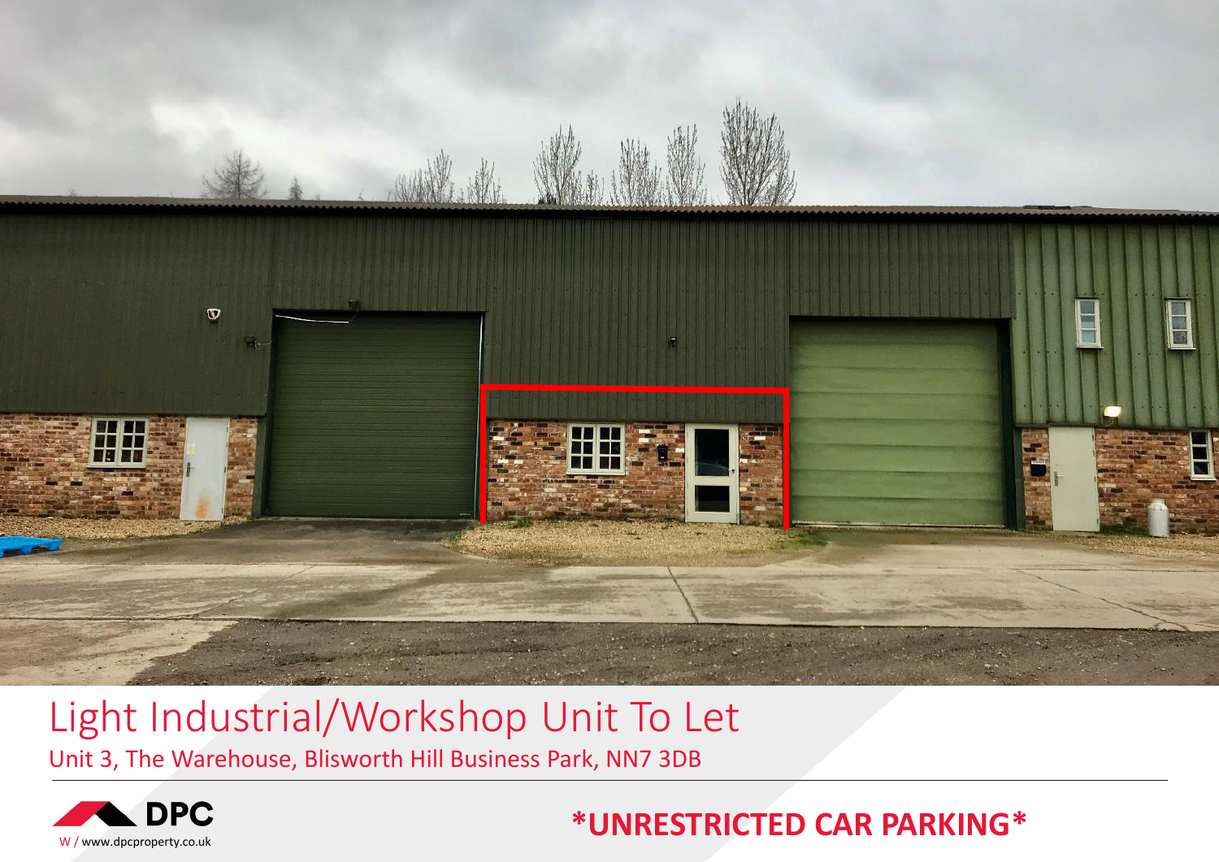# Light Industrial/Workshop Unit To Let

Unit 3, The Warehouse, Blisworth Hill Business Park, NN7 3DB

DPC

W / www.dpcproperty.co.uk

**\*UNRESTRICTED CAR PARKING\***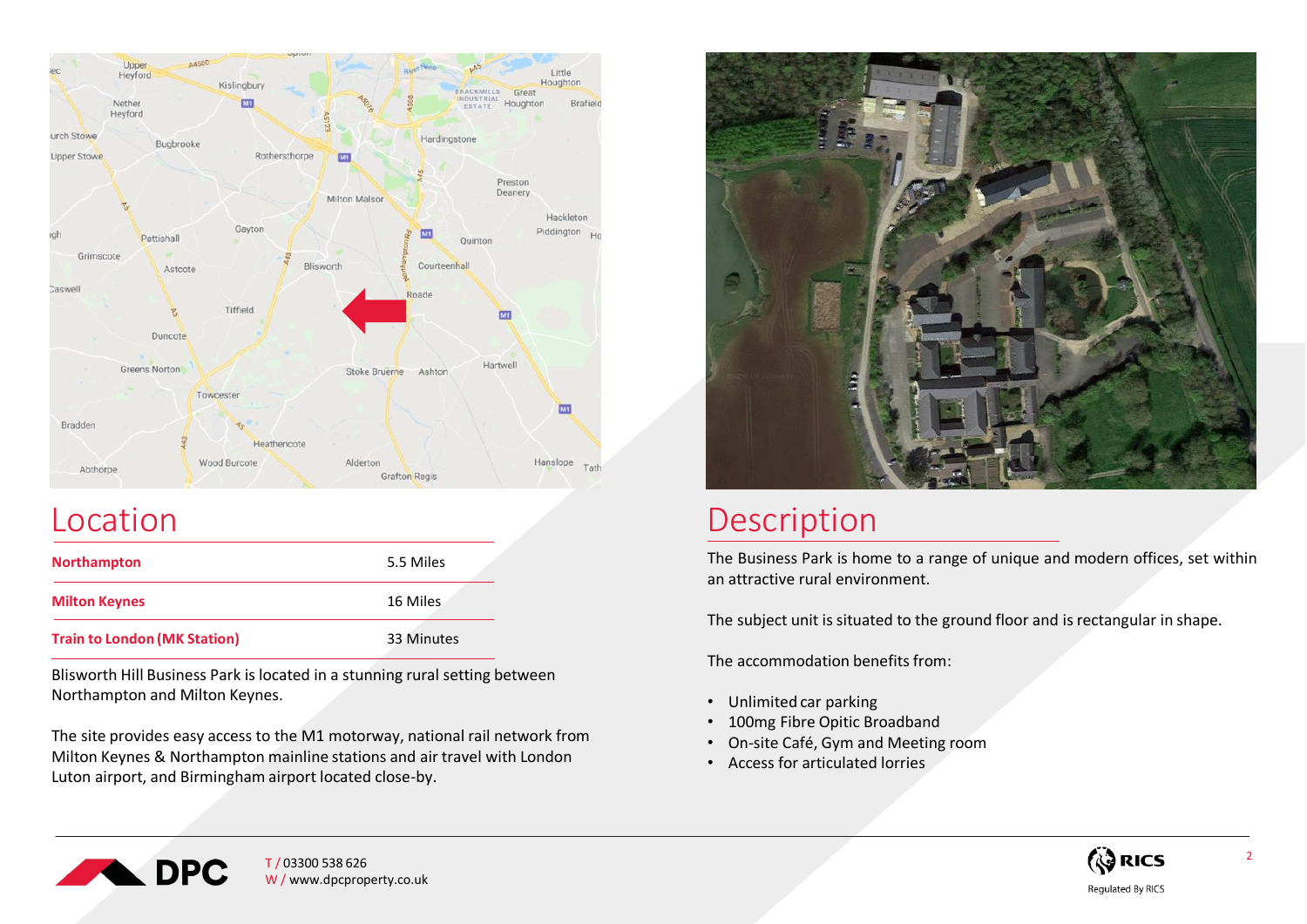## Location

| | |
|---|---|
| **Northampton** | 5.5 Miles |
| **Milton Keynes** | 16 Miles |
| **Train to London (MK Station)** | 33 Minutes |

Blisworth Hill Business Park is located in a stunning rural setting between Northampton and Milton Keynes.

The site provides easy access to the M1 motorway, national rail network from Milton Keynes & Northampton mainline stations and air travel with London Luton airport, and Birmingham airport located close-by.

## Description

The Business Park is home to a range of unique and modern offices, set within an attractive rural environment.

The subject unit is situated to the ground floor and is rectangular in shape.

The accommodation benefits from:

- Unlimited car parking
- 100mg Fibre Opitic Broadband
- On-site Café, Gym and Meeting room
- Access for articulated lorries

DPC

T / 03300 538 626
W / www.dpcproperty.co.uk

RICS Regulated By RICS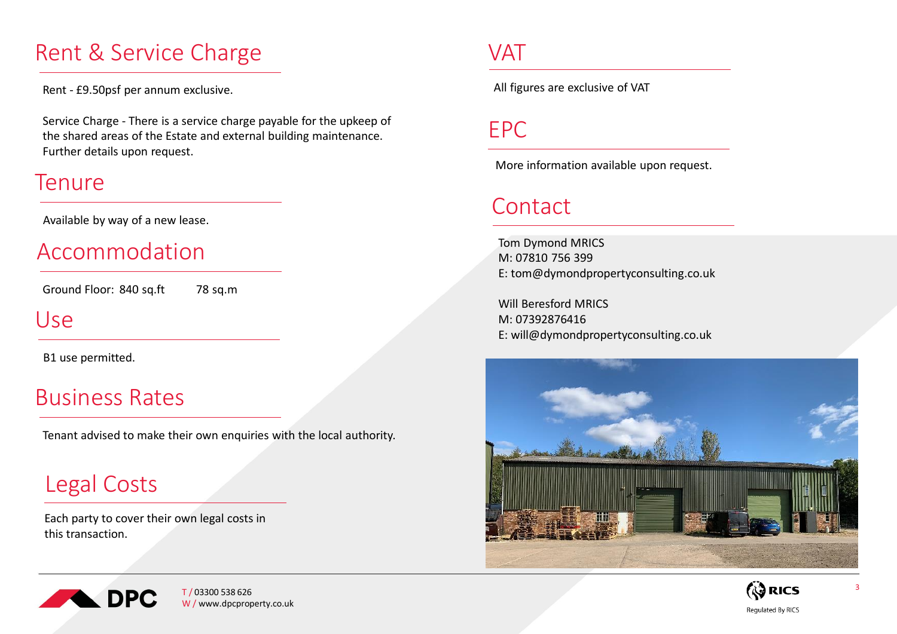## Rent & Service Charge

Rent - £9.50psf per annum exclusive.

Service Charge - There is a service charge payable for the upkeep of the shared areas of the Estate and external building maintenance. Further details upon request.

## Tenure

Available by way of a new lease.

## Accommodation

Ground Floor: 840 sq.ft 78 sq.m

## Use

B1 use permitted.

## Business Rates

Tenant advised to make their own enquiries with the local authority.

## Legal Costs

Each party to cover their own legal costs in this transaction.

## VAT

All figures are exclusive of VAT

## EPC

More information available upon request.

## Contact

Tom Dymond MRICS
M: 07810 756 399
E: tom@dymondpropertyconsulting.co.uk

Will Beresford MRICS
M: 07392876416
E: will@dymondpropertyconsulting.co.uk

DPC

T / 03300 538 626
W / www.dpcproperty.co.uk

RICS
Regulated By RICS